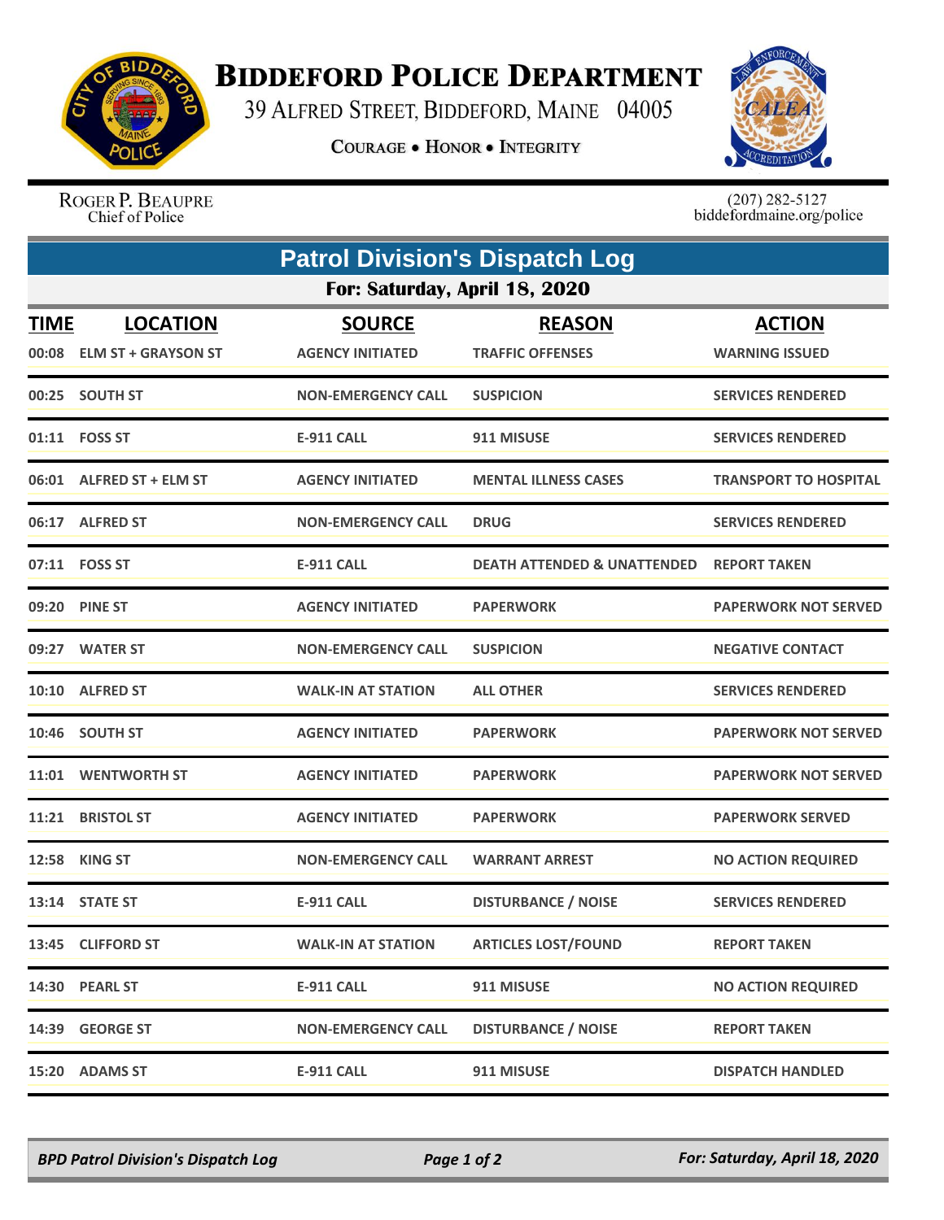# Biddeford Police Department

39 Alfred Street, Biddeford, Maine 04005

**Courage • Honor • Integrity**

Roger P. Beaupre
Chief of Police

(207) 282-5127
biddefordmaine.org/police

## Patrol Division's Dispatch Log

### For: Saturday, April 18, 2020

| TIME | LOCATION | SOURCE | REASON | ACTION |
|---|---|---|---|---|
| 00:08 | ELM ST + GRAYSON ST | AGENCY INITIATED | TRAFFIC OFFENSES | WARNING ISSUED |
| 00:25 | SOUTH ST | NON-EMERGENCY CALL | SUSPICION | SERVICES RENDERED |
| 01:11 | FOSS ST | E-911 CALL | 911 MISUSE | SERVICES RENDERED |
| 06:01 | ALFRED ST + ELM ST | AGENCY INITIATED | MENTAL ILLNESS CASES | TRANSPORT TO HOSPITAL |
| 06:17 | ALFRED ST | NON-EMERGENCY CALL | DRUG | SERVICES RENDERED |
| 07:11 | FOSS ST | E-911 CALL | DEATH ATTENDED & UNATTENDED | REPORT TAKEN |
| 09:20 | PINE ST | AGENCY INITIATED | PAPERWORK | PAPERWORK NOT SERVED |
| 09:27 | WATER ST | NON-EMERGENCY CALL | SUSPICION | NEGATIVE CONTACT |
| 10:10 | ALFRED ST | WALK-IN AT STATION | ALL OTHER | SERVICES RENDERED |
| 10:46 | SOUTH ST | AGENCY INITIATED | PAPERWORK | PAPERWORK NOT SERVED |
| 11:01 | WENTWORTH ST | AGENCY INITIATED | PAPERWORK | PAPERWORK NOT SERVED |
| 11:21 | BRISTOL ST | AGENCY INITIATED | PAPERWORK | PAPERWORK SERVED |
| 12:58 | KING ST | NON-EMERGENCY CALL | WARRANT ARREST | NO ACTION REQUIRED |
| 13:14 | STATE ST | E-911 CALL | DISTURBANCE / NOISE | SERVICES RENDERED |
| 13:45 | CLIFFORD ST | WALK-IN AT STATION | ARTICLES LOST/FOUND | REPORT TAKEN |
| 14:30 | PEARL ST | E-911 CALL | 911 MISUSE | NO ACTION REQUIRED |
| 14:39 | GEORGE ST | NON-EMERGENCY CALL | DISTURBANCE / NOISE | REPORT TAKEN |
| 15:20 | ADAMS ST | E-911 CALL | 911 MISUSE | DISPATCH HANDLED |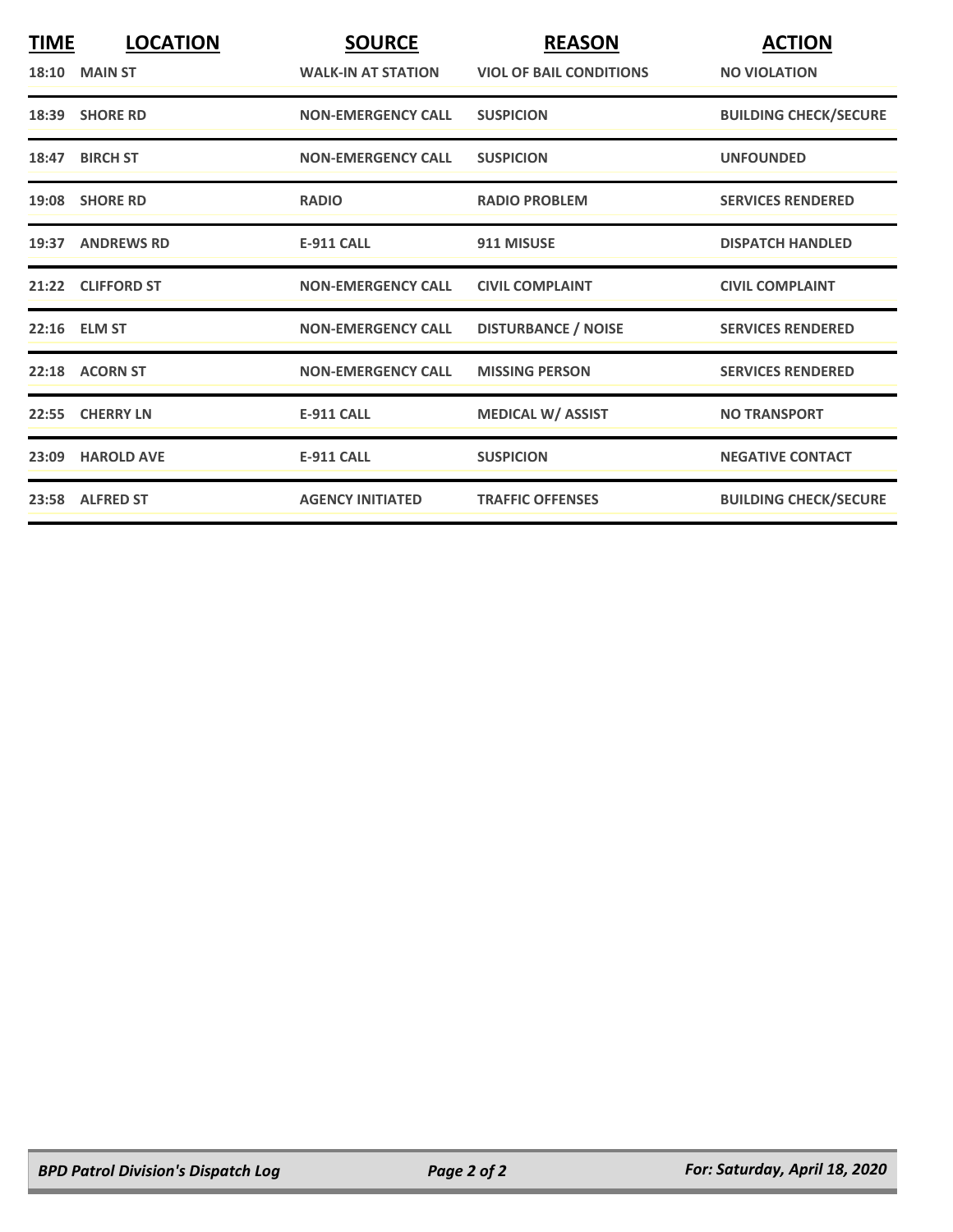| TIME | LOCATION | SOURCE | REASON | ACTION |
|---|---|---|---|---|
| 18:10 | MAIN ST | WALK-IN AT STATION | VIOL OF BAIL CONDITIONS | NO VIOLATION |
| 18:39 | SHORE RD | NON-EMERGENCY CALL | SUSPICION | BUILDING CHECK/SECURE |
| 18:47 | BIRCH ST | NON-EMERGENCY CALL | SUSPICION | UNFOUNDED |
| 19:08 | SHORE RD | RADIO | RADIO PROBLEM | SERVICES RENDERED |
| 19:37 | ANDREWS RD | E-911 CALL | 911 MISUSE | DISPATCH HANDLED |
| 21:22 | CLIFFORD ST | NON-EMERGENCY CALL | CIVIL COMPLAINT | CIVIL COMPLAINT |
| 22:16 | ELM ST | NON-EMERGENCY CALL | DISTURBANCE / NOISE | SERVICES RENDERED |
| 22:18 | ACORN ST | NON-EMERGENCY CALL | MISSING PERSON | SERVICES RENDERED |
| 22:55 | CHERRY LN | E-911 CALL | MEDICAL W/ ASSIST | NO TRANSPORT |
| 23:09 | HAROLD AVE | E-911 CALL | SUSPICION | NEGATIVE CONTACT |
| 23:58 | ALFRED ST | AGENCY INITIATED | TRAFFIC OFFENSES | BUILDING CHECK/SECURE |